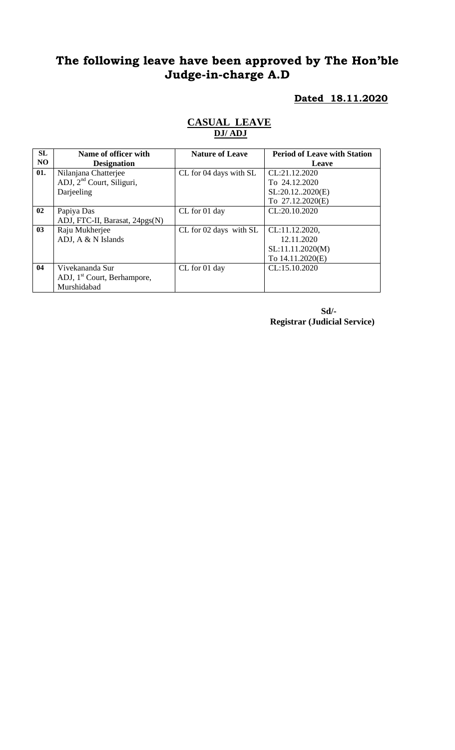# The following leave have been approved by The Hon'ble Judge-in-charge A.D

**Dated 18.11.2020**

## CASUAL LEAVE

**DJ/ ADJ**

| SL NO | Name of officer with Designation | Nature of Leave | Period of Leave with Station Leave |
|---|---|---|---|
| 01. | Nilanjana Chatterjee<br>ADJ, 2nd Court, Siliguri, Darjeeling | CL for 04 days with SL | CL:21.12.2020<br>To 24.12.2020<br>SL:20.12..2020(E)<br>To 27.12.2020(E) |
| 02 | Papiya Das<br>ADJ, FTC-II, Barasat, 24pgs(N) | CL for 01 day | CL:20.10.2020 |
| 03 | Raju Mukherjee<br>ADJ, A & N Islands | CL for 02 days with SL | CL:11.12.2020,<br>12.11.2020<br>SL:11.11.2020(M)<br>To 14.11.2020(E) |
| 04 | Vivekananda Sur<br>ADJ, 1st Court, Berhampore, Murshidabad | CL for 01 day | CL:15.10.2020 |

**Sd/-**
**Registrar (Judicial Service)**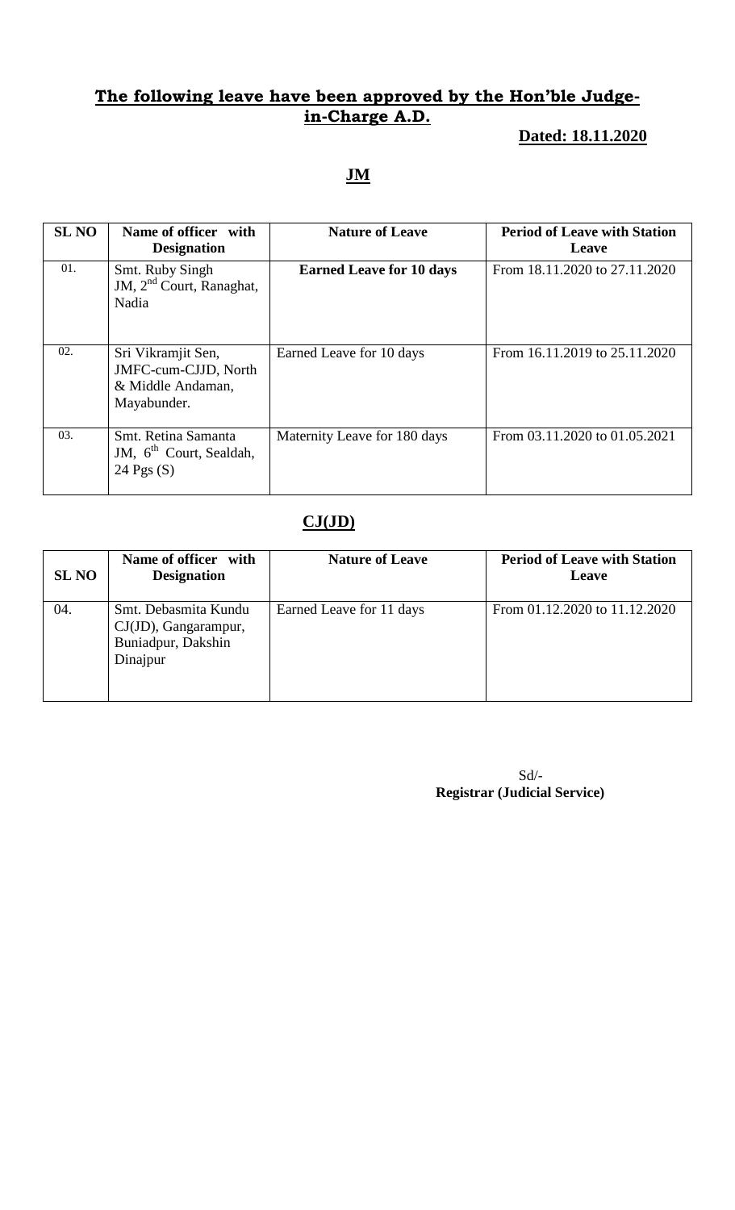## The following leave have been approved by the Hon'ble Judge-in-Charge A.D.

**Dated: 18.11.2020**

### JM

| SL NO | Name of officer with Designation | Nature of Leave | Period of Leave with Station Leave |
|---|---|---|---|
| 01. | Smt. Ruby Singh JM, 2nd Court, Ranaghat, Nadia | **Earned Leave for 10 days** | From 18.11.2020 to 27.11.2020 |
| 02. | Sri Vikramjit Sen, JMFC-cum-CJJD, North & Middle Andaman, Mayabunder. | Earned Leave for 10 days | From 16.11.2019 to 25.11.2020 |
| 03. | Smt. Retina Samanta JM, 6th Court, Sealdah, 24 Pgs (S) | Maternity Leave for 180 days | From 03.11.2020 to 01.05.2021 |

### CJ(JD)

| SL NO | Name of officer with Designation | Nature of Leave | Period of Leave with Station Leave |
|---|---|---|---|
| 04. | Smt. Debasmita Kundu CJ(JD), Gangarampur, Buniadpur, Dakshin Dinajpur | Earned Leave for 11 days | From 01.12.2020 to 11.12.2020 |

Sd/-
**Registrar (Judicial Service)**